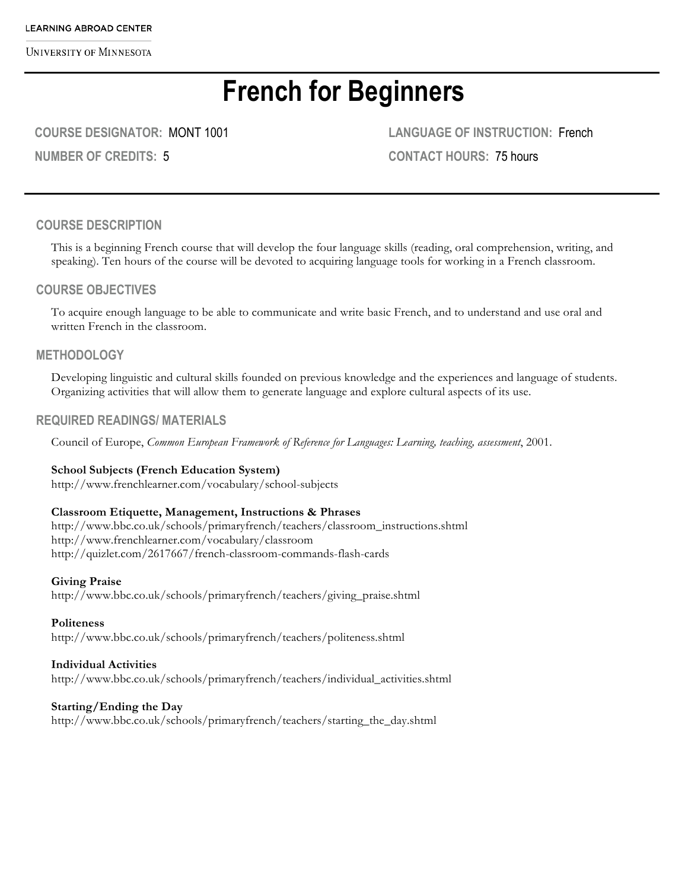LEARNING ABROAD CENTER

UNIVERSITY OF MINNESOTA

# French for Beginners

**COURSE DESIGNATOR:** MONT 1001

**LANGUAGE OF INSTRUCTION:** French

**NUMBER OF CREDITS:** 5

**CONTACT HOURS:** 75 hours

## COURSE DESCRIPTION

This is a beginning French course that will develop the four language skills (reading, oral comprehension, writing, and speaking). Ten hours of the course will be devoted to acquiring language tools for working in a French classroom.

## COURSE OBJECTIVES

To acquire enough language to be able to communicate and write basic French, and to understand and use oral and written French in the classroom.

## METHODOLOGY

Developing linguistic and cultural skills founded on previous knowledge and the experiences and language of students. Organizing activities that will allow them to generate language and explore cultural aspects of its use.

## REQUIRED READINGS/ MATERIALS

Council of Europe, *Common European Framework of Reference for Languages: Learning, teaching, assessment*, 2001.

**School Subjects (French Education System)**
http://www.frenchlearner.com/vocabulary/school-subjects

**Classroom Etiquette, Management, Instructions & Phrases**
http://www.bbc.co.uk/schools/primaryfrench/teachers/classroom_instructions.shtml
http://www.frenchlearner.com/vocabulary/classroom
http://quizlet.com/2617667/french-classroom-commands-flash-cards

**Giving Praise**
http://www.bbc.co.uk/schools/primaryfrench/teachers/giving_praise.shtml

**Politeness**
http://www.bbc.co.uk/schools/primaryfrench/teachers/politeness.shtml

**Individual Activities**
http://www.bbc.co.uk/schools/primaryfrench/teachers/individual_activities.shtml

**Starting/Ending the Day**
http://www.bbc.co.uk/schools/primaryfrench/teachers/starting_the_day.shtml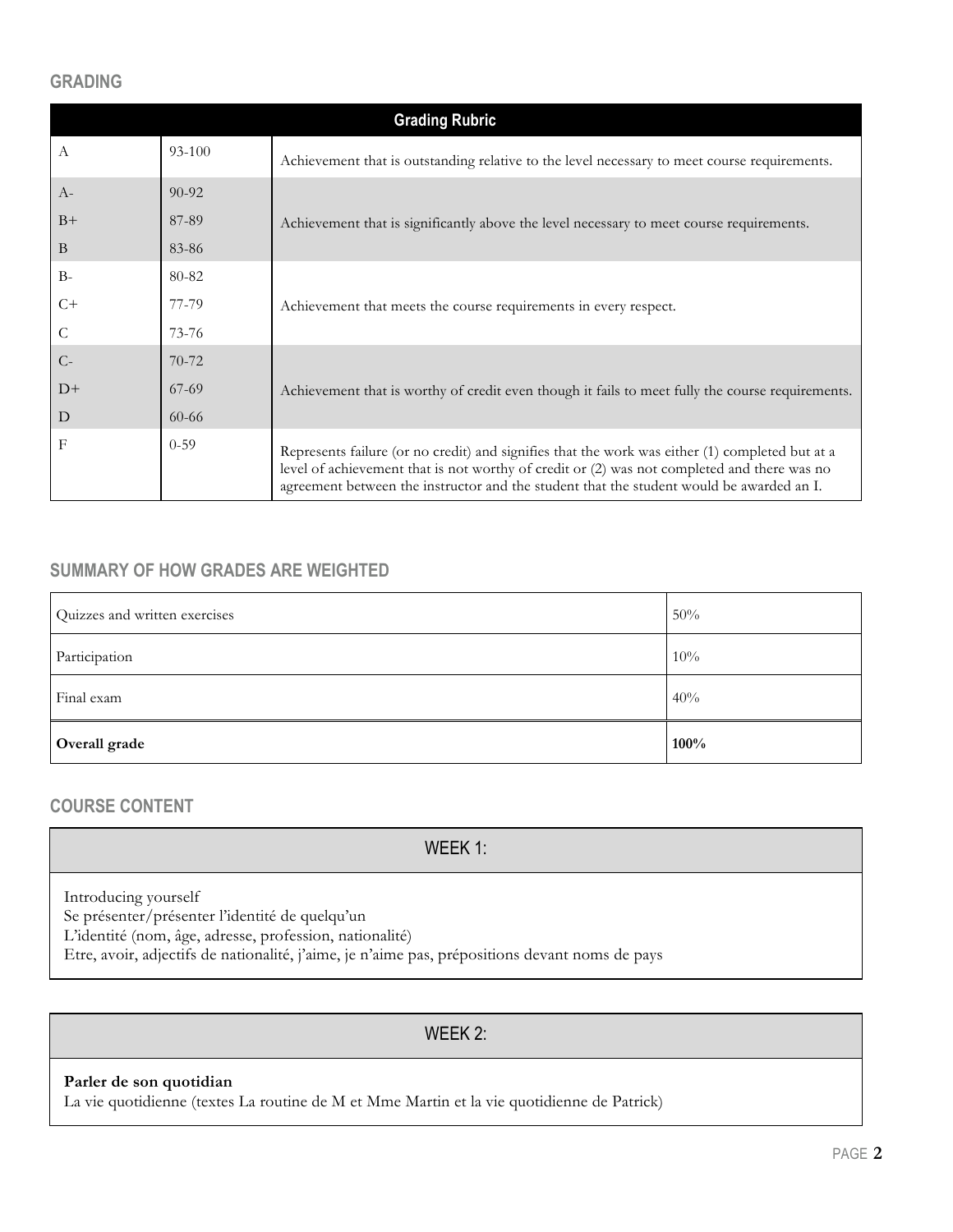## GRADING

| Grading Rubric | | |
|---|---|---|
| A | 93-100 | Achievement that is outstanding relative to the level necessary to meet course requirements. |
| A-<br>B+<br>B | 90-92<br>87-89<br>83-86 | Achievement that is significantly above the level necessary to meet course requirements. |
| B-<br>C+<br>C | 80-82<br>77-79<br>73-76 | Achievement that meets the course requirements in every respect. |
| C-<br>D+<br>D | 70-72<br>67-69<br>60-66 | Achievement that is worthy of credit even though it fails to meet fully the course requirements. |
| F | 0-59 | Represents failure (or no credit) and signifies that the work was either (1) completed but at a level of achievement that is not worthy of credit or (2) was not completed and there was no agreement between the instructor and the student that the student would be awarded an I. |

## SUMMARY OF HOW GRADES ARE WEIGHTED

| Component | Weight |
|---|---|
| Quizzes and written exercises | 50% |
| Participation | 10% |
| Final exam | 40% |
| **Overall grade** | **100%** |

## COURSE CONTENT

### WEEK 1:

Introducing yourself
Se présenter/présenter l'identité de quelqu'un
L'identité (nom, âge, adresse, profession, nationalité)
Etre, avoir, adjectifs de nationalité, j'aime, je n'aime pas, prépositions devant noms de pays

### WEEK 2:

**Parler de son quotidian**
La vie quotidienne (textes La routine de M et Mme Martin et la vie quotidienne de Patrick)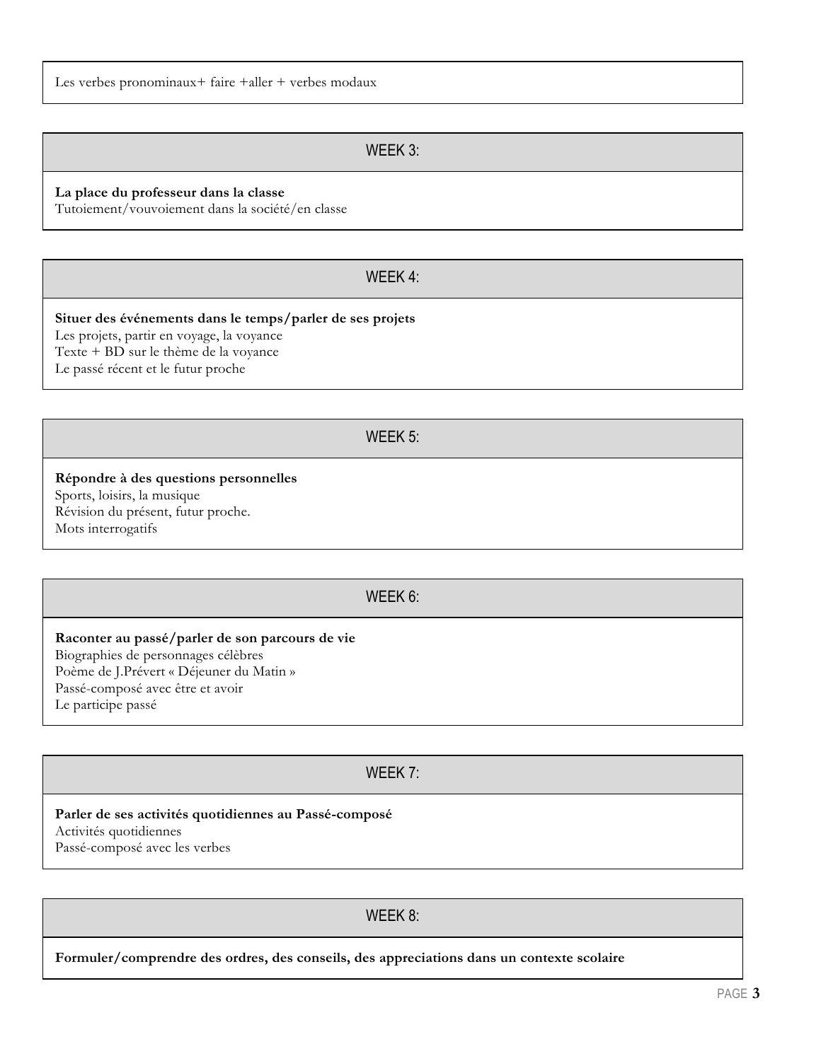Les verbes pronominaux+ faire +aller + verbes modaux

## WEEK 3:

**La place du professeur dans la classe**
Tutoiement/vouvoiement dans la société/en classe

## WEEK 4:

**Situer des événements dans le temps/parler de ses projets**
Les projets, partir en voyage, la voyance
Texte + BD sur le thème de la voyance
Le passé récent et le futur proche

## WEEK 5:

**Répondre à des questions personnelles**
Sports, loisirs, la musique
Révision du présent, futur proche.
Mots interrogatifs

## WEEK 6:

**Raconter au passé/parler de son parcours de vie**
Biographies de personnages célèbres
Poème de J.Prévert « Déjeuner du Matin »
Passé-composé avec être et avoir
Le participe passé

## WEEK 7:

**Parler de ses activités quotidiennes au Passé-composé**
Activités quotidiennes
Passé-composé avec les verbes

## WEEK 8:

**Formuler/comprendre des ordres, des conseils, des appreciations dans un contexte scolaire**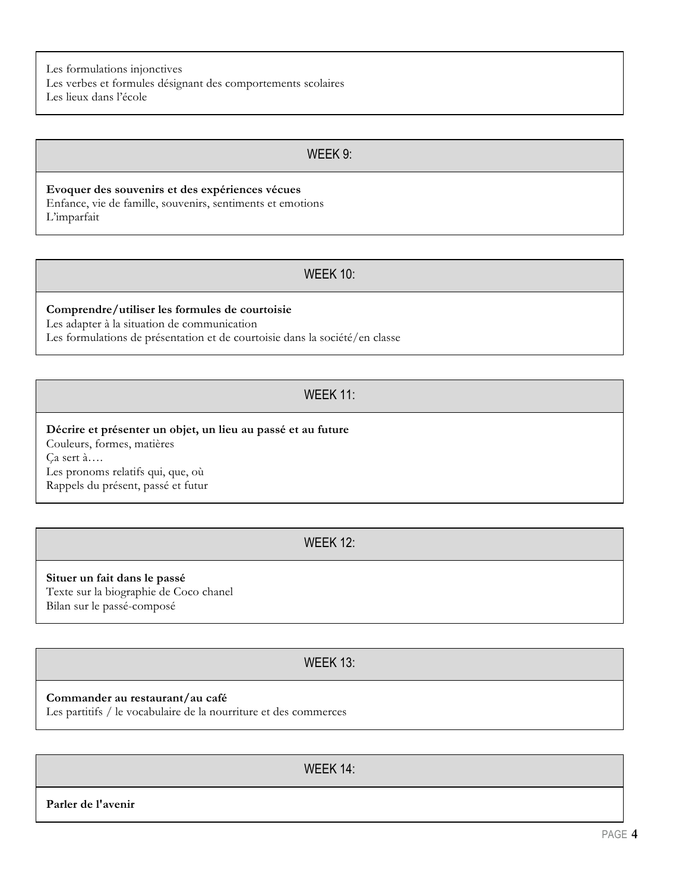Les formulations injonctives
Les verbes et formules désignant des comportements scolaires
Les lieux dans l'école

## WEEK 9:

**Evoquer des souvenirs et des expériences vécues**
Enfance, vie de famille, souvenirs, sentiments et emotions
L'imparfait

## WEEK 10:

**Comprendre/utiliser les formules de courtoisie**
Les adapter à la situation de communication
Les formulations de présentation et de courtoisie dans la société/en classe

## WEEK 11:

**Décrire et présenter un objet, un lieu au passé et au future**
Couleurs, formes, matières
Ça sert à….
Les pronoms relatifs qui, que, où
Rappels du présent, passé et futur

## WEEK 12:

**Situer un fait dans le passé**
Texte sur la biographie de Coco chanel
Bilan sur le passé-composé

## WEEK 13:

**Commander au restaurant/au café**
Les partitifs / le vocabulaire de la nourriture et des commerces

## WEEK 14:

**Parler de l'avenir**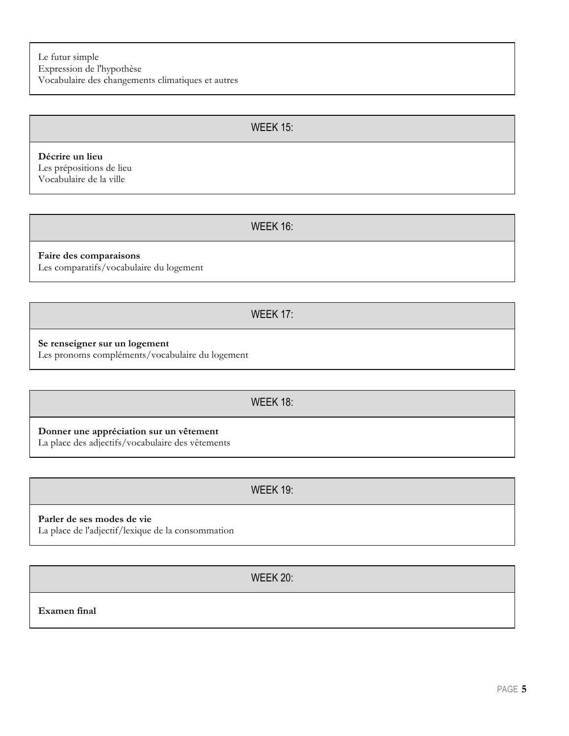Le futur simple
Expression de l'hypothèse
Vocabulaire des changements climatiques et autres

### WEEK 15:

**Décrire un lieu**
Les prépositions de lieu
Vocabulaire de la ville

### WEEK 16:

**Faire des comparaisons**
Les comparatifs/vocabulaire du logement

### WEEK 17:

**Se renseigner sur un logement**
Les pronoms compléments/vocabulaire du logement

### WEEK 18:

**Donner une appréciation sur un vêtement**
La place des adjectifs/vocabulaire des vêtements

### WEEK 19:

**Parler de ses modes de vie**
La place de l'adjectif/lexique de la consommation

### WEEK 20:

**Examen final**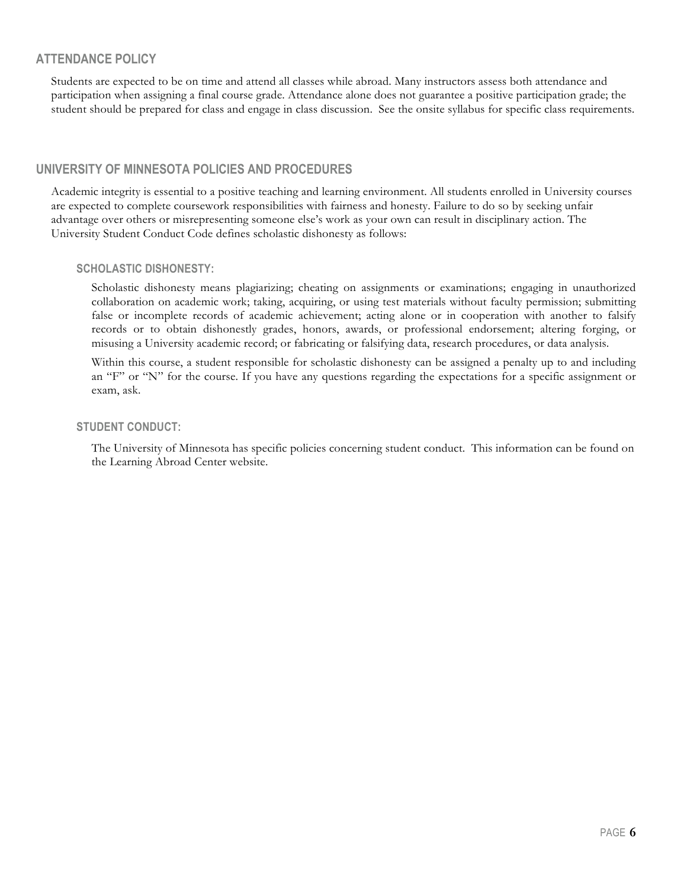## ATTENDANCE POLICY

Students are expected to be on time and attend all classes while abroad. Many instructors assess both attendance and participation when assigning a final course grade. Attendance alone does not guarantee a positive participation grade; the student should be prepared for class and engage in class discussion. See the onsite syllabus for specific class requirements.

## UNIVERSITY OF MINNESOTA POLICIES AND PROCEDURES

Academic integrity is essential to a positive teaching and learning environment. All students enrolled in University courses are expected to complete coursework responsibilities with fairness and honesty. Failure to do so by seeking unfair advantage over others or misrepresenting someone else's work as your own can result in disciplinary action. The University Student Conduct Code defines scholastic dishonesty as follows:

### SCHOLASTIC DISHONESTY:

Scholastic dishonesty means plagiarizing; cheating on assignments or examinations; engaging in unauthorized collaboration on academic work; taking, acquiring, or using test materials without faculty permission; submitting false or incomplete records of academic achievement; acting alone or in cooperation with another to falsify records or to obtain dishonestly grades, honors, awards, or professional endorsement; altering forging, or misusing a University academic record; or fabricating or falsifying data, research procedures, or data analysis.

Within this course, a student responsible for scholastic dishonesty can be assigned a penalty up to and including an "F" or "N" for the course. If you have any questions regarding the expectations for a specific assignment or exam, ask.

### STUDENT CONDUCT:

The University of Minnesota has specific policies concerning student conduct. This information can be found on the Learning Abroad Center website.